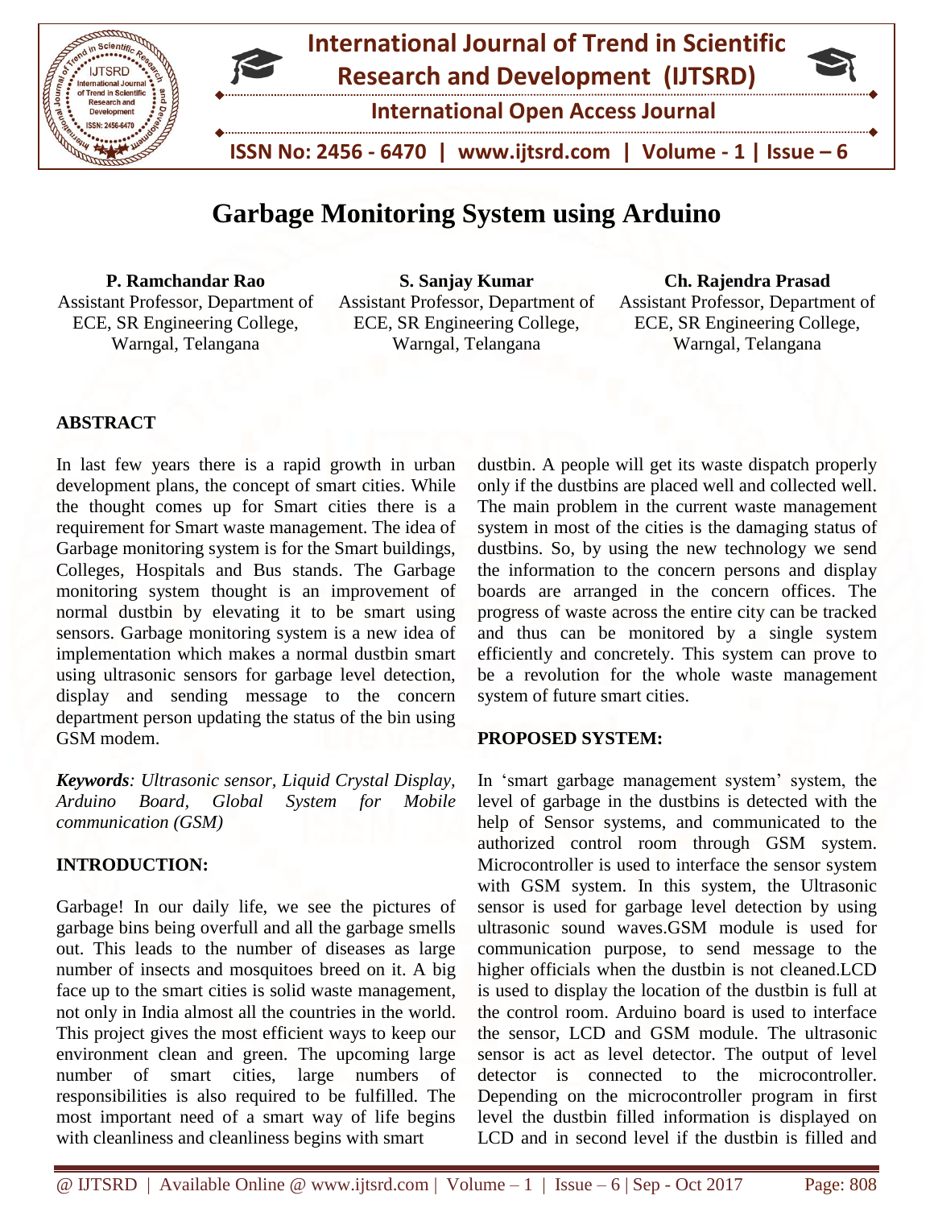# Garbage Monitoring System using Arduino

**P. Ramchandar Rao**
Assistant Professor, Department of ECE, SR Engineering College, Warngal, Telangana

**S. Sanjay Kumar**
Assistant Professor, Department of ECE, SR Engineering College, Warngal, Telangana

**Ch. Rajendra Prasad**
Assistant Professor, Department of ECE, SR Engineering College, Warngal, Telangana

## ABSTRACT

In last few years there is a rapid growth in urban development plans, the concept of smart cities. While the thought comes up for Smart cities there is a requirement for Smart waste management. The idea of Garbage monitoring system is for the Smart buildings, Colleges, Hospitals and Bus stands. The Garbage monitoring system thought is an improvement of normal dustbin by elevating it to be smart using sensors. Garbage monitoring system is a new idea of implementation which makes a normal dustbin smart using ultrasonic sensors for garbage level detection, display and sending message to the concern department person updating the status of the bin using GSM modem.

***Keywords**: Ultrasonic sensor, Liquid Crystal Display, Arduino Board, Global System for Mobile communication (GSM)*

## INTRODUCTION:

Garbage! In our daily life, we see the pictures of garbage bins being overfull and all the garbage smells out. This leads to the number of diseases as large number of insects and mosquitoes breed on it. A big face up to the smart cities is solid waste management, not only in India almost all the countries in the world. This project gives the most efficient ways to keep our environment clean and green. The upcoming large number of smart cities, large numbers of responsibilities is also required to be fulfilled. The most important need of a smart way of life begins with cleanliness and cleanliness begins with smart dustbin. A people will get its waste dispatch properly only if the dustbins are placed well and collected well. The main problem in the current waste management system in most of the cities is the damaging status of dustbins. So, by using the new technology we send the information to the concern persons and display boards are arranged in the concern offices. The progress of waste across the entire city can be tracked and thus can be monitored by a single system efficiently and concretely. This system can prove to be a revolution for the whole waste management system of future smart cities.

## PROPOSED SYSTEM:

In 'smart garbage management system' system, the level of garbage in the dustbins is detected with the help of Sensor systems, and communicated to the authorized control room through GSM system. Microcontroller is used to interface the sensor system with GSM system. In this system, the Ultrasonic sensor is used for garbage level detection by using ultrasonic sound waves.GSM module is used for communication purpose, to send message to the higher officials when the dustbin is not cleaned.LCD is used to display the location of the dustbin is full at the control room. Arduino board is used to interface the sensor, LCD and GSM module. The ultrasonic sensor is act as level detector. The output of level detector is connected to the microcontroller. Depending on the microcontroller program in first level the dustbin filled information is displayed on LCD and in second level if the dustbin is filled and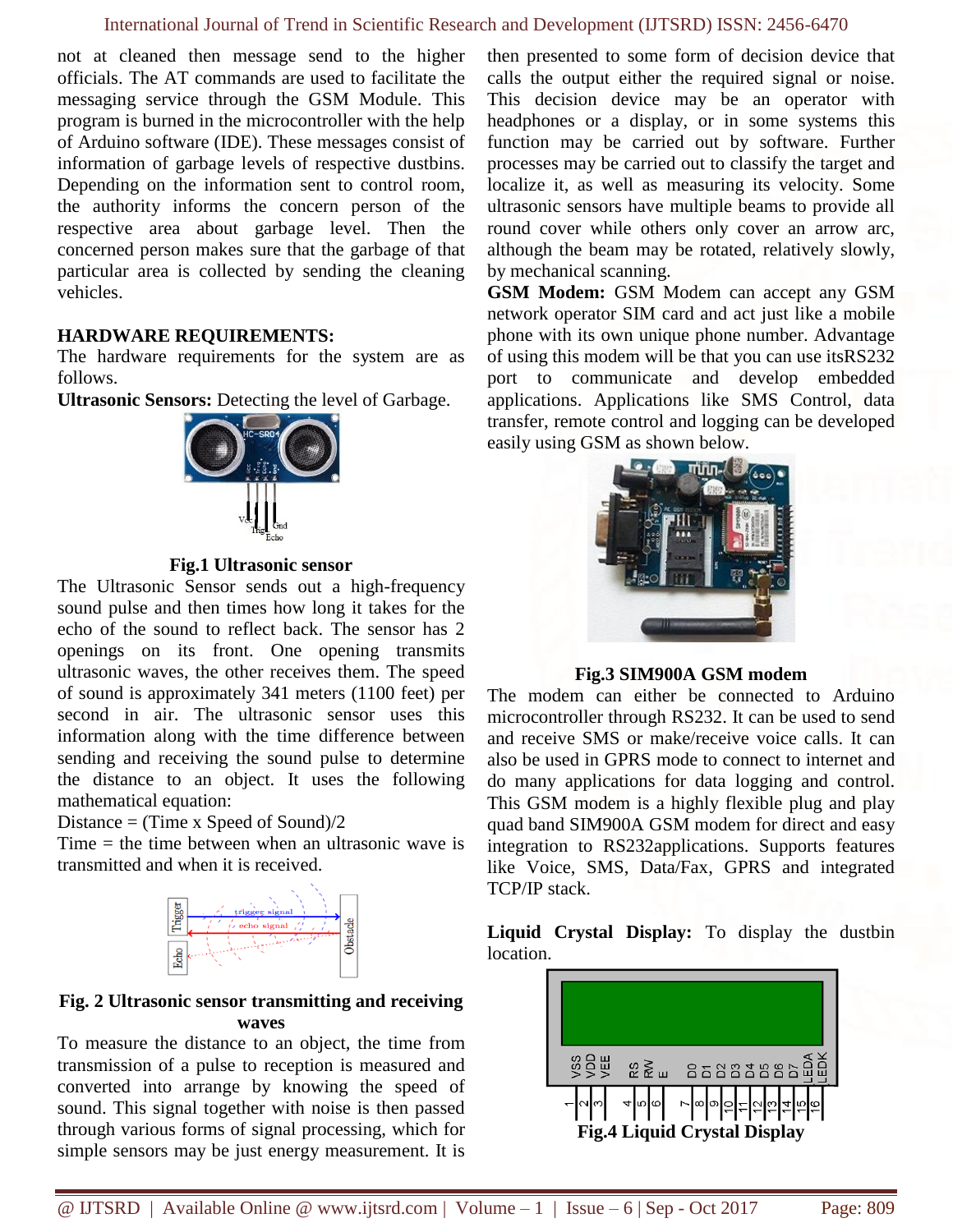not at cleaned then message send to the higher officials. The AT commands are used to facilitate the messaging service through the GSM Module. This program is burned in the microcontroller with the help of Arduino software (IDE). These messages consist of information of garbage levels of respective dustbins. Depending on the information sent to control room, the authority informs the concern person of the respective area about garbage level. Then the concerned person makes sure that the garbage of that particular area is collected by sending the cleaning vehicles.

## HARDWARE REQUIREMENTS:

The hardware requirements for the system are as follows.

**Ultrasonic Sensors:** Detecting the level of Garbage.

**Fig.1 Ultrasonic sensor**

The Ultrasonic Sensor sends out a high-frequency sound pulse and then times how long it takes for the echo of the sound to reflect back. The sensor has 2 openings on its front. One opening transmits ultrasonic waves, the other receives them. The speed of sound is approximately 341 meters (1100 feet) per second in air. The ultrasonic sensor uses this information along with the time difference between sending and receiving the sound pulse to determine the distance to an object. It uses the following mathematical equation:

Distance = (Time x Speed of Sound)/2

Time = the time between when an ultrasonic wave is transmitted and when it is received.

**Fig. 2 Ultrasonic sensor transmitting and receiving waves**

To measure the distance to an object, the time from transmission of a pulse to reception is measured and converted into arrange by knowing the speed of sound. This signal together with noise is then passed through various forms of signal processing, which for simple sensors may be just energy measurement. It is then presented to some form of decision device that calls the output either the required signal or noise. This decision device may be an operator with headphones or a display, or in some systems this function may be carried out by software. Further processes may be carried out to classify the target and localize it, as well as measuring its velocity. Some ultrasonic sensors have multiple beams to provide all round cover while others only cover an arrow arc, although the beam may be rotated, relatively slowly, by mechanical scanning.

**GSM Modem:** GSM Modem can accept any GSM network operator SIM card and act just like a mobile phone with its own unique phone number. Advantage of using this modem will be that you can use itsRS232 port to communicate and develop embedded applications. Applications like SMS Control, data transfer, remote control and logging can be developed easily using GSM as shown below.

**Fig.3 SIM900A GSM modem**

The modem can either be connected to Arduino microcontroller through RS232. It can be used to send and receive SMS or make/receive voice calls. It can also be used in GPRS mode to connect to internet and do many applications for data logging and control. This GSM modem is a highly flexible plug and play quad band SIM900A GSM modem for direct and easy integration to RS232applications. Supports features like Voice, SMS, Data/Fax, GPRS and integrated TCP/IP stack.

**Liquid Crystal Display:** To display the dustbin location.

**Fig.4 Liquid Crystal Display**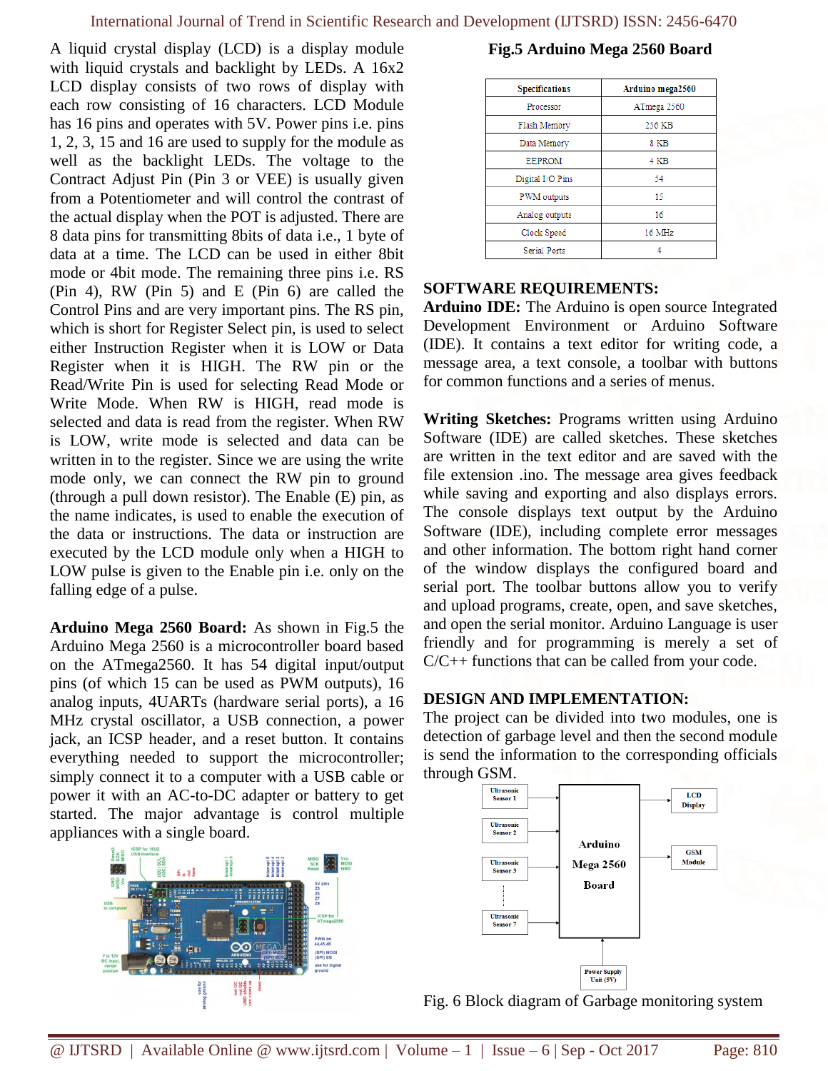A liquid crystal display (LCD) is a display module with liquid crystals and backlight by LEDs. A 16x2 LCD display consists of two rows of display with each row consisting of 16 characters. LCD Module has 16 pins and operates with 5V. Power pins i.e. pins 1, 2, 3, 15 and 16 are used to supply for the module as well as the backlight LEDs. The voltage to the Contract Adjust Pin (Pin 3 or VEE) is usually given from a Potentiometer and will control the contrast of the actual display when the POT is adjusted. There are 8 data pins for transmitting 8bits of data i.e., 1 byte of data at a time. The LCD can be used in either 8bit mode or 4bit mode. The remaining three pins i.e. RS (Pin 4), RW (Pin 5) and E (Pin 6) are called the Control Pins and are very important pins. The RS pin, which is short for Register Select pin, is used to select either Instruction Register when it is LOW or Data Register when it is HIGH. The RW pin or the Read/Write Pin is used for selecting Read Mode or Write Mode. When RW is HIGH, read mode is selected and data is read from the register. When RW is LOW, write mode is selected and data can be written in to the register. Since we are using the write mode only, we can connect the RW pin to ground (through a pull down resistor). The Enable (E) pin, as the name indicates, is used to enable the execution of the data or instructions. The data or instruction are executed by the LCD module only when a HIGH to LOW pulse is given to the Enable pin i.e. only on the falling edge of a pulse.

**Arduino Mega 2560 Board:** As shown in Fig.5 the Arduino Mega 2560 is a microcontroller board based on the ATmega2560. It has 54 digital input/output pins (of which 15 can be used as PWM outputs), 16 analog inputs, 4UARTs (hardware serial ports), a 16 MHz crystal oscillator, a USB connection, a power jack, an ICSP header, and a reset button. It contains everything needed to support the microcontroller; simply connect it to a computer with a USB cable or power it with an AC-to-DC adapter or battery to get started. The major advantage is control multiple appliances with a single board.

**Fig.5 Arduino Mega 2560 Board**

| Specifications | Arduino mega2560 |
|---|---|
| Processor | ATmega 2560 |
| Flash Memory | 256 KB |
| Data Memory | 8 KB |
| EEPROM | 4 KB |
| Digital I/O Pins | 54 |
| PWM outputs | 15 |
| Analog outputs | 16 |
| Clock Speed | 16 MHz |
| Serial Ports | 4 |

## SOFTWARE REQUIREMENTS:

**Arduino IDE:** The Arduino is open source Integrated Development Environment or Arduino Software (IDE). It contains a text editor for writing code, a message area, a text console, a toolbar with buttons for common functions and a series of menus.

**Writing Sketches:** Programs written using Arduino Software (IDE) are called sketches. These sketches are written in the text editor and are saved with the file extension .ino. The message area gives feedback while saving and exporting and also displays errors. The console displays text output by the Arduino Software (IDE), including complete error messages and other information. The bottom right hand corner of the window displays the configured board and serial port. The toolbar buttons allow you to verify and upload programs, create, open, and save sketches, and open the serial monitor. Arduino Language is user friendly and for programming is merely a set of C/C++ functions that can be called from your code.

## DESIGN AND IMPLEMENTATION:

The project can be divided into two modules, one is detection of garbage level and then the second module is send the information to the corresponding officials through GSM.

Fig. 6 Block diagram of Garbage monitoring system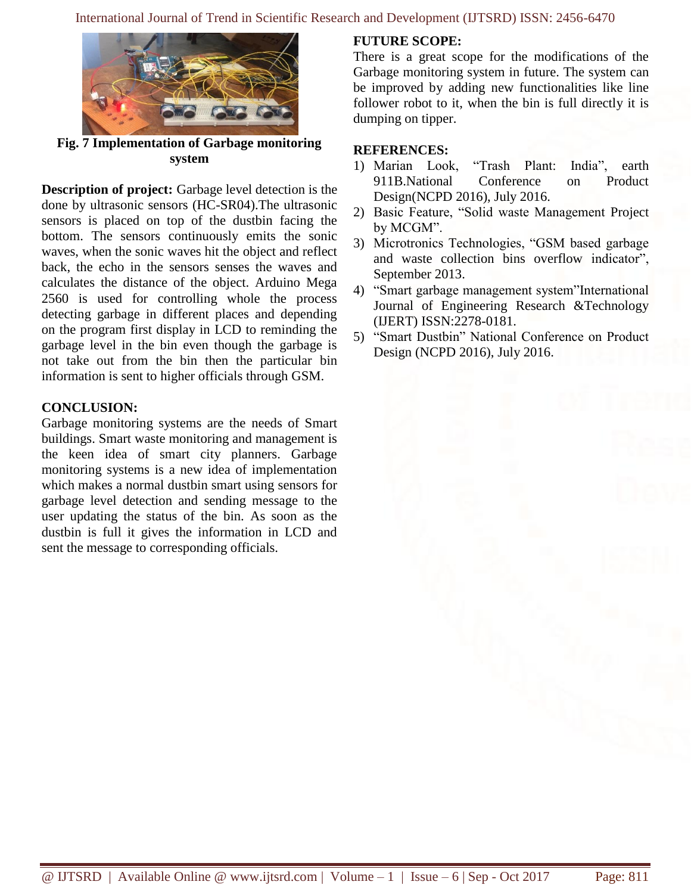Fig. 7 Implementation of Garbage monitoring system

**Description of project:** Garbage level detection is the done by ultrasonic sensors (HC-SR04).The ultrasonic sensors is placed on top of the dustbin facing the bottom. The sensors continuously emits the sonic waves, when the sonic waves hit the object and reflect back, the echo in the sensors senses the waves and calculates the distance of the object. Arduino Mega 2560 is used for controlling whole the process detecting garbage in different places and depending on the program first display in LCD to reminding the garbage level in the bin even though the garbage is not take out from the bin then the particular bin information is sent to higher officials through GSM.

## CONCLUSION:

Garbage monitoring systems are the needs of Smart buildings. Smart waste monitoring and management is the keen idea of smart city planners. Garbage monitoring systems is a new idea of implementation which makes a normal dustbin smart using sensors for garbage level detection and sending message to the user updating the status of the bin. As soon as the dustbin is full it gives the information in LCD and sent the message to corresponding officials.

## FUTURE SCOPE:

There is a great scope for the modifications of the Garbage monitoring system in future. The system can be improved by adding new functionalities like line follower robot to it, when the bin is full directly it is dumping on tipper.

## REFERENCES:

1) Marian Look, "Trash Plant: India", earth 911B.National Conference on Product Design(NCPD 2016), July 2016.
2) Basic Feature, "Solid waste Management Project by MCGM".
3) Microtronics Technologies, "GSM based garbage and waste collection bins overflow indicator", September 2013.
4) "Smart garbage management system"International Journal of Engineering Research &Technology (IJERT) ISSN:2278-0181.
5) "Smart Dustbin" National Conference on Product Design (NCPD 2016), July 2016.